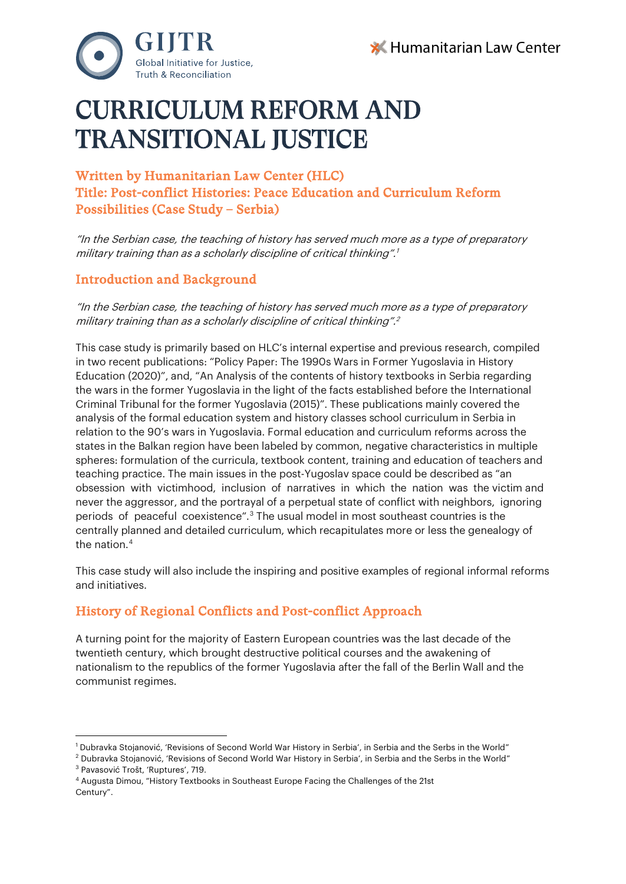GIJTR
Global Initiative for Justice, Truth & Reconciliation

Humanitarian Law Center

# CURRICULUM REFORM AND TRANSITIONAL JUSTICE

### Written by Humanitarian Law Center (HLC)
### Title: Post-conflict Histories: Peace Education and Curriculum Reform Possibilities (Case Study – Serbia)

*"In the Serbian case, the teaching of history has served much more as a type of preparatory military training than as a scholarly discipline of critical thinking".*[1]

## Introduction and Background

*"In the Serbian case, the teaching of history has served much more as a type of preparatory military training than as a scholarly discipline of critical thinking".*[2]

This case study is primarily based on HLC's internal expertise and previous research, compiled in two recent publications: "Policy Paper: The 1990s Wars in Former Yugoslavia in History Education (2020)", and, "An Analysis of the contents of history textbooks in Serbia regarding the wars in the former Yugoslavia in the light of the facts established before the International Criminal Tribunal for the former Yugoslavia (2015)". These publications mainly covered the analysis of the formal education system and history classes school curriculum in Serbia in relation to the 90's wars in Yugoslavia. Formal education and curriculum reforms across the states in the Balkan region have been labeled by common, negative characteristics in multiple spheres: formulation of the curricula, textbook content, training and education of teachers and teaching practice. The main issues in the post-Yugoslav space could be described as "an obsession with victimhood, inclusion of narratives in which the nation was the victim and never the aggressor, and the portrayal of a perpetual state of conflict with neighbors, ignoring periods of peaceful coexistence".[3] The usual model in most southeast countries is the centrally planned and detailed curriculum, which recapitulates more or less the genealogy of the nation.[4]

This case study will also include the inspiring and positive examples of regional informal reforms and initiatives.

## History of Regional Conflicts and Post-conflict Approach

A turning point for the majority of Eastern European countries was the last decade of the twentieth century, which brought destructive political courses and the awakening of nationalism to the republics of the former Yugoslavia after the fall of the Berlin Wall and the communist regimes.

---

[1] Dubravka Stojanović, 'Revisions of Second World War History in Serbia', in Serbia and the Serbs in the World"
[2] Dubravka Stojanović, 'Revisions of Second World War History in Serbia', in Serbia and the Serbs in the World"
[3] Pavasović Trošt, 'Ruptures', 719.
[4] Augusta Dimou, "History Textbooks in Southeast Europe Facing the Challenges of the 21st Century".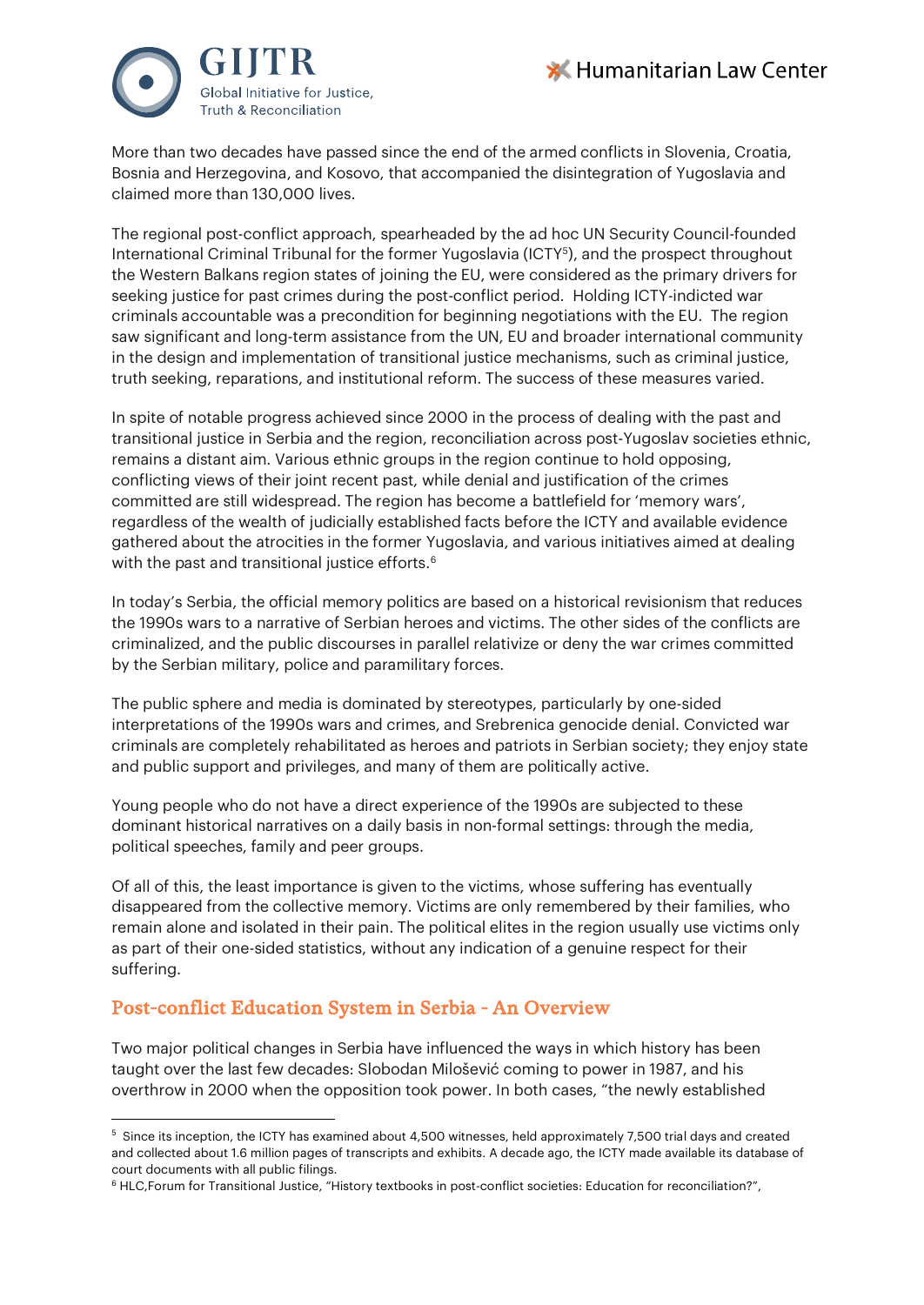More than two decades have passed since the end of the armed conflicts in Slovenia, Croatia, Bosnia and Herzegovina, and Kosovo, that accompanied the disintegration of Yugoslavia and claimed more than 130,000 lives.

The regional post-conflict approach, spearheaded by the ad hoc UN Security Council-founded International Criminal Tribunal for the former Yugoslavia (ICTY[5]), and the prospect throughout the Western Balkans region states of joining the EU, were considered as the primary drivers for seeking justice for past crimes during the post-conflict period. Holding ICTY-indicted war criminals accountable was a precondition for beginning negotiations with the EU. The region saw significant and long-term assistance from the UN, EU and broader international community in the design and implementation of transitional justice mechanisms, such as criminal justice, truth seeking, reparations, and institutional reform. The success of these measures varied.

In spite of notable progress achieved since 2000 in the process of dealing with the past and transitional justice in Serbia and the region, reconciliation across post-Yugoslav societies ethnic, remains a distant aim. Various ethnic groups in the region continue to hold opposing, conflicting views of their joint recent past, while denial and justification of the crimes committed are still widespread. The region has become a battlefield for 'memory wars', regardless of the wealth of judicially established facts before the ICTY and available evidence gathered about the atrocities in the former Yugoslavia, and various initiatives aimed at dealing with the past and transitional justice efforts.[6]

In today's Serbia, the official memory politics are based on a historical revisionism that reduces the 1990s wars to a narrative of Serbian heroes and victims. The other sides of the conflicts are criminalized, and the public discourses in parallel relativize or deny the war crimes committed by the Serbian military, police and paramilitary forces.

The public sphere and media is dominated by stereotypes, particularly by one-sided interpretations of the 1990s wars and crimes, and Srebrenica genocide denial. Convicted war criminals are completely rehabilitated as heroes and patriots in Serbian society; they enjoy state and public support and privileges, and many of them are politically active.

Young people who do not have a direct experience of the 1990s are subjected to these dominant historical narratives on a daily basis in non-formal settings: through the media, political speeches, family and peer groups.

Of all of this, the least importance is given to the victims, whose suffering has eventually disappeared from the collective memory. Victims are only remembered by their families, who remain alone and isolated in their pain. The political elites in the region usually use victims only as part of their one-sided statistics, without any indication of a genuine respect for their suffering.

## Post-conflict Education System in Serbia - An Overview

Two major political changes in Serbia have influenced the ways in which history has been taught over the last few decades: Slobodan Milošević coming to power in 1987, and his overthrow in 2000 when the opposition took power. In both cases, "the newly established

---

[5] Since its inception, the ICTY has examined about 4,500 witnesses, held approximately 7,500 trial days and created and collected about 1.6 million pages of transcripts and exhibits. A decade ago, the ICTY made available its database of court documents with all public filings.

[6] HLC,Forum for Transitional Justice, "History textbooks in post-conflict societies: Education for reconciliation?",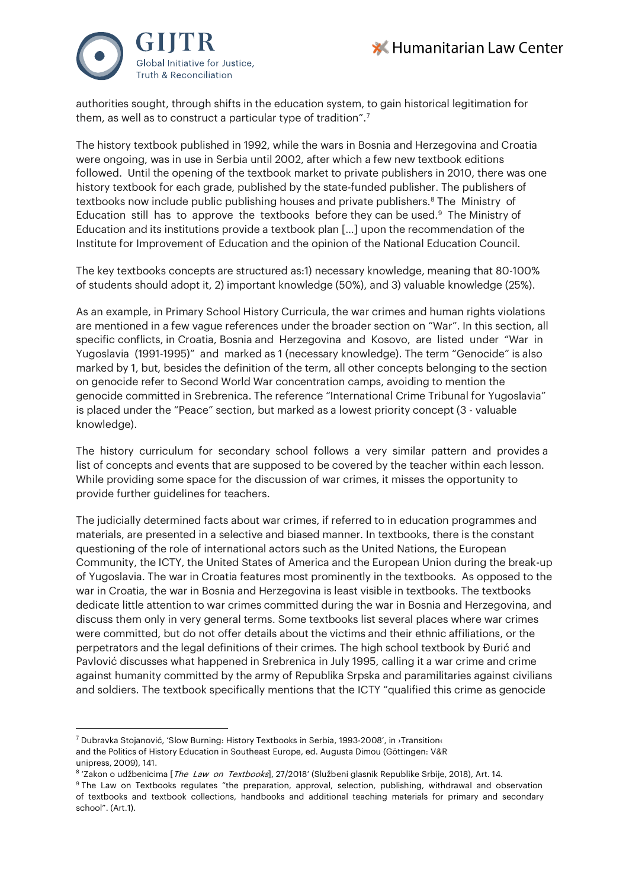authorities sought, through shifts in the education system, to gain historical legitimation for them, as well as to construct a particular type of tradition".[7]

The history textbook published in 1992, while the wars in Bosnia and Herzegovina and Croatia were ongoing, was in use in Serbia until 2002, after which a few new textbook editions followed. Until the opening of the textbook market to private publishers in 2010, there was one history textbook for each grade, published by the state-funded publisher. The publishers of textbooks now include public publishing houses and private publishers.[8] The Ministry of Education still has to approve the textbooks before they can be used.[9] The Ministry of Education and its institutions provide a textbook plan [...] upon the recommendation of the Institute for Improvement of Education and the opinion of the National Education Council.

The key textbooks concepts are structured as:1) necessary knowledge, meaning that 80-100% of students should adopt it, 2) important knowledge (50%), and 3) valuable knowledge (25%).

As an example, in Primary School History Curricula, the war crimes and human rights violations are mentioned in a few vague references under the broader section on "War". In this section, all specific conflicts, in Croatia, Bosnia and Herzegovina and Kosovo, are listed under "War in Yugoslavia (1991-1995)" and marked as 1 (necessary knowledge). The term "Genocide" is also marked by 1, but, besides the definition of the term, all other concepts belonging to the section on genocide refer to Second World War concentration camps, avoiding to mention the genocide committed in Srebrenica. The reference "International Crime Tribunal for Yugoslavia" is placed under the "Peace" section, but marked as a lowest priority concept (3 - valuable knowledge).

The history curriculum for secondary school follows a very similar pattern and provides a list of concepts and events that are supposed to be covered by the teacher within each lesson. While providing some space for the discussion of war crimes, it misses the opportunity to provide further guidelines for teachers.

The judicially determined facts about war crimes, if referred to in education programmes and materials, are presented in a selective and biased manner. In textbooks, there is the constant questioning of the role of international actors such as the United Nations, the European Community, the ICTY, the United States of America and the European Union during the break-up of Yugoslavia. The war in Croatia features most prominently in the textbooks. As opposed to the war in Croatia, the war in Bosnia and Herzegovina is least visible in textbooks. The textbooks dedicate little attention to war crimes committed during the war in Bosnia and Herzegovina, and discuss them only in very general terms. Some textbooks list several places where war crimes were committed, but do not offer details about the victims and their ethnic affiliations, or the perpetrators and the legal definitions of their crimes. The high school textbook by Đurić and Pavlović discusses what happened in Srebrenica in July 1995, calling it a war crime and crime against humanity committed by the army of Republika Srpska and paramilitaries against civilians and soldiers. The textbook specifically mentions that the ICTY "qualified this crime as genocide

---

[7] Dubravka Stojanović, 'Slow Burning: History Textbooks in Serbia, 1993-2008', in ›Transition‹ and the Politics of History Education in Southeast Europe, ed. Augusta Dimou (Göttingen: V&R unipress, 2009), 141.

[8] 'Zakon o udžbenicima [*The Law on Textbooks*], 27/2018' (Službeni glasnik Republike Srbije, 2018), Art. 14.

[9] The Law on Textbooks regulates "the preparation, approval, selection, publishing, withdrawal and observation of textbooks and textbook collections, handbooks and additional teaching materials for primary and secondary school". (Art.1).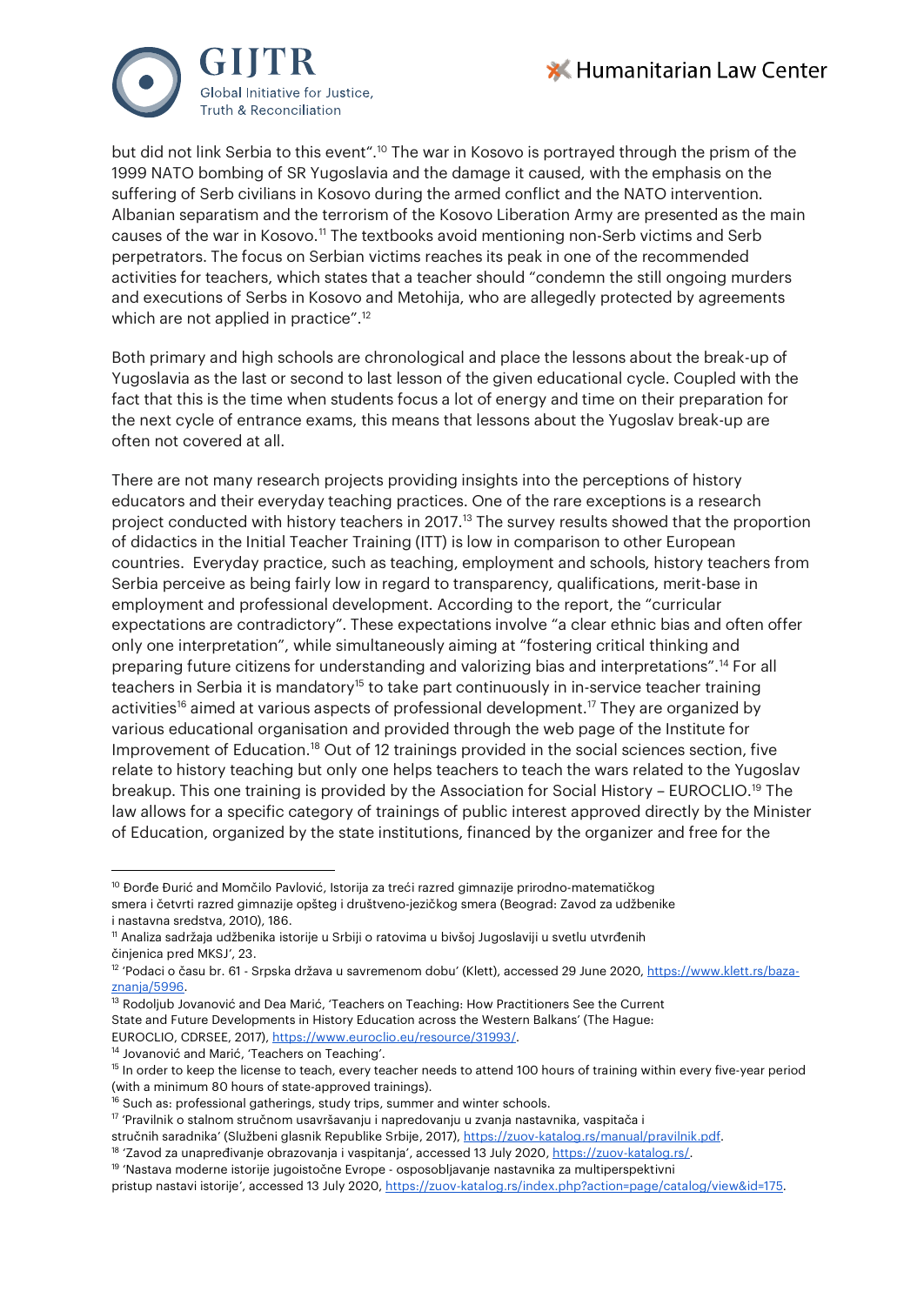but did not link Serbia to this event”.[10] The war in Kosovo is portrayed through the prism of the 1999 NATO bombing of SR Yugoslavia and the damage it caused, with the emphasis on the suffering of Serb civilians in Kosovo during the armed conflict and the NATO intervention. Albanian separatism and the terrorism of the Kosovo Liberation Army are presented as the main causes of the war in Kosovo.[11] The textbooks avoid mentioning non-Serb victims and Serb perpetrators. The focus on Serbian victims reaches its peak in one of the recommended activities for teachers, which states that a teacher should “condemn the still ongoing murders and executions of Serbs in Kosovo and Metohija, who are allegedly protected by agreements which are not applied in practice”.[12]

Both primary and high schools are chronological and place the lessons about the break-up of Yugoslavia as the last or second to last lesson of the given educational cycle. Coupled with the fact that this is the time when students focus a lot of energy and time on their preparation for the next cycle of entrance exams, this means that lessons about the Yugoslav break-up are often not covered at all.

There are not many research projects providing insights into the perceptions of history educators and their everyday teaching practices. One of the rare exceptions is a research project conducted with history teachers in 2017.[13] The survey results showed that the proportion of didactics in the Initial Teacher Training (ITT) is low in comparison to other European countries. Everyday practice, such as teaching, employment and schools, history teachers from Serbia perceive as being fairly low in regard to transparency, qualifications, merit-base in employment and professional development. According to the report, the “curricular expectations are contradictory”. These expectations involve “a clear ethnic bias and often offer only one interpretation”, while simultaneously aiming at “fostering critical thinking and preparing future citizens for understanding and valorizing bias and interpretations”.[14] For all teachers in Serbia it is mandatory[15] to take part continuously in in-service teacher training activities[16] aimed at various aspects of professional development.[17] They are organized by various educational organisation and provided through the web page of the Institute for Improvement of Education.[18] Out of 12 trainings provided in the social sciences section, five relate to history teaching but only one helps teachers to teach the wars related to the Yugoslav breakup. This one training is provided by the Association for Social History – EUROCLIO.[19] The law allows for a specific category of trainings of public interest approved directly by the Minister of Education, organized by the state institutions, financed by the organizer and free for the

---

[10] Đorđe Đurić and Momčilo Pavlović, Istorija za treći razred gimnazije prirodno-matematičkog smera i četvrti razred gimnazije opšteg i društveno-jezičkog smera (Beograd: Zavod za udžbenike i nastavna sredstva, 2010), 186.

[11] Analiza sadržaja udžbenika istorije u Srbiji o ratovima u bivšoj Jugoslaviji u svetlu utvrđenih činjenica pred MKSJ’, 23.

[12] ‘Podaci o času br. 61 - Srpska država u savremenom dobu’ (Klett), accessed 29 June 2020, https://www.klett.rs/baza-znanja/5996.

[13] Rodoljub Jovanović and Dea Marić, ‘Teachers on Teaching: How Practitioners See the Current State and Future Developments in History Education across the Western Balkans’ (The Hague: EUROCLIO, CDRSEE, 2017), https://www.euroclio.eu/resource/31993/.

[14] Jovanović and Marić, ‘Teachers on Teaching’.

[15] In order to keep the license to teach, every teacher needs to attend 100 hours of training within every five-year period (with a minimum 80 hours of state-approved trainings).

[16] Such as: professional gatherings, study trips, summer and winter schools.

[17] ‘Pravilnik o stalnom stručnom usavršavanju i napredovanju u zvanja nastavnika, vaspitača i stručnih saradnika’ (Službeni glasnik Republike Srbije, 2017), https://zuov-katalog.rs/manual/pravilnik.pdf.

[18] ‘Zavod za unapređivanje obrazovanja i vaspitanja’, accessed 13 July 2020, https://zuov-katalog.rs/.

[19] ‘Nastava moderne istorije jugoistočne Evrope - osposobljavanje nastavnika za multiperspektivni pristup nastavi istorije’, accessed 13 July 2020, https://zuov-katalog.rs/index.php?action=page/catalog/view&id=175.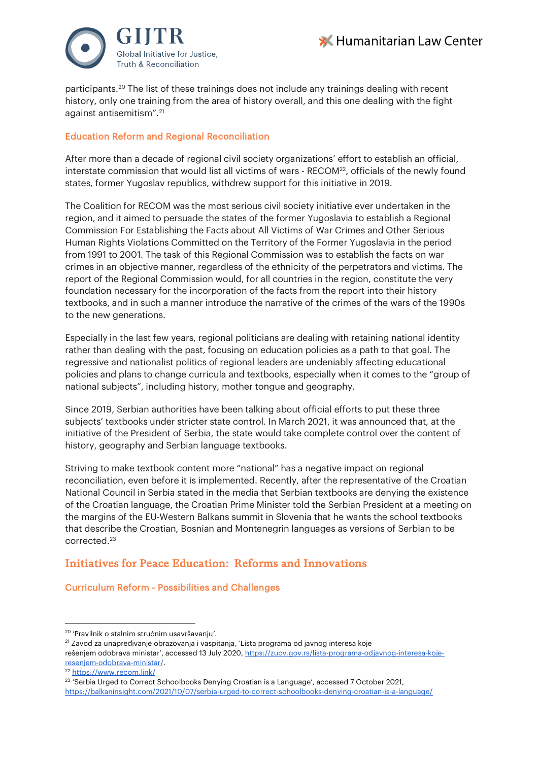participants.[20] The list of these trainings does not include any trainings dealing with recent history, only one training from the area of history overall, and this one dealing with the fight against antisemitism".[21]

### Education Reform and Regional Reconciliation

After more than a decade of regional civil society organizations' effort to establish an official, interstate commission that would list all victims of wars - RECOM[22], officials of the newly found states, former Yugoslav republics, withdrew support for this initiative in 2019.

The Coalition for RECOM was the most serious civil society initiative ever undertaken in the region, and it aimed to persuade the states of the former Yugoslavia to establish a Regional Commission For Establishing the Facts about All Victims of War Crimes and Other Serious Human Rights Violations Committed on the Territory of the Former Yugoslavia in the period from 1991 to 2001. The task of this Regional Commission was to establish the facts on war crimes in an objective manner, regardless of the ethnicity of the perpetrators and victims. The report of the Regional Commission would, for all countries in the region, constitute the very foundation necessary for the incorporation of the facts from the report into their history textbooks, and in such a manner introduce the narrative of the crimes of the wars of the 1990s to the new generations.

Especially in the last few years, regional politicians are dealing with retaining national identity rather than dealing with the past, focusing on education policies as a path to that goal. The regressive and nationalist politics of regional leaders are undeniably affecting educational policies and plans to change curricula and textbooks, especially when it comes to the "group of national subjects", including history, mother tongue and geography.

Since 2019, Serbian authorities have been talking about official efforts to put these three subjects' textbooks under stricter state control. In March 2021, it was announced that, at the initiative of the President of Serbia, the state would take complete control over the content of history, geography and Serbian language textbooks.

Striving to make textbook content more "national" has a negative impact on regional reconciliation, even before it is implemented. Recently, after the representative of the Croatian National Council in Serbia stated in the media that Serbian textbooks are denying the existence of the Croatian language, the Croatian Prime Minister told the Serbian President at a meeting on the margins of the EU-Western Balkans summit in Slovenia that he wants the school textbooks that describe the Croatian, Bosnian and Montenegrin languages as versions of Serbian to be corrected.[23]

## Initiatives for Peace Education: Reforms and Innovations

### Curriculum Reform - Possibilities and Challenges

---

[20] 'Pravilnik o stalnim stručnim usavršavanju'.

[21] Zavod za unapređivanje obrazovanja i vaspitanja, 'Lista programa od javnog interesa koje rešenjem odobrava ministar', accessed 13 July 2020, https://zuov.gov.rs/lista-programa-odjavnog-interesa-koje-resenjem-odobrava-ministar/.

[22] https://www.recom.link/

[23] 'Serbia Urged to Correct Schoolbooks Denying Croatian is a Language', accessed 7 October 2021, https://balkaninsight.com/2021/10/07/serbia-urged-to-correct-schoolbooks-denying-croatian-is-a-language/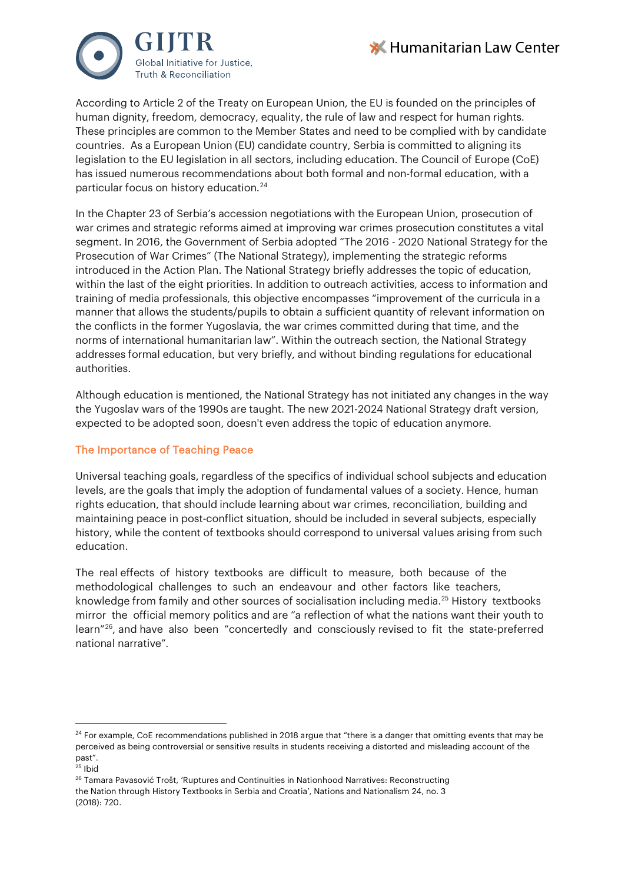According to Article 2 of the Treaty on European Union, the EU is founded on the principles of human dignity, freedom, democracy, equality, the rule of law and respect for human rights. These principles are common to the Member States and need to be complied with by candidate countries. As a European Union (EU) candidate country, Serbia is committed to aligning its legislation to the EU legislation in all sectors, including education. The Council of Europe (CoE) has issued numerous recommendations about both formal and non-formal education, with a particular focus on history education.[24]

In the Chapter 23 of Serbia's accession negotiations with the European Union, prosecution of war crimes and strategic reforms aimed at improving war crimes prosecution constitutes a vital segment. In 2016, the Government of Serbia adopted "The 2016 - 2020 National Strategy for the Prosecution of War Crimes" (The National Strategy), implementing the strategic reforms introduced in the Action Plan. The National Strategy briefly addresses the topic of education, within the last of the eight priorities. In addition to outreach activities, access to information and training of media professionals, this objective encompasses "improvement of the curricula in a manner that allows the students/pupils to obtain a sufficient quantity of relevant information on the conflicts in the former Yugoslavia, the war crimes committed during that time, and the norms of international humanitarian law". Within the outreach section, the National Strategy addresses formal education, but very briefly, and without binding regulations for educational authorities.

Although education is mentioned, the National Strategy has not initiated any changes in the way the Yugoslav wars of the 1990s are taught. The new 2021-2024 National Strategy draft version, expected to be adopted soon, doesn't even address the topic of education anymore.

## The Importance of Teaching Peace

Universal teaching goals, regardless of the specifics of individual school subjects and education levels, are the goals that imply the adoption of fundamental values of a society. Hence, human rights education, that should include learning about war crimes, reconciliation, building and maintaining peace in post-conflict situation, should be included in several subjects, especially history, while the content of textbooks should correspond to universal values arising from such education.

The real effects of history textbooks are difficult to measure, both because of the methodological challenges to such an endeavour and other factors like teachers, knowledge from family and other sources of socialisation including media.[25] History textbooks mirror the official memory politics and are "a reflection of what the nations want their youth to learn"[26], and have also been "concertedly and consciously revised to fit the state-preferred national narrative".

---

[24] For example, CoE recommendations published in 2018 argue that "there is a danger that omitting events that may be perceived as being controversial or sensitive results in students receiving a distorted and misleading account of the past".

[25] Ibid

[26] Tamara Pavasović Trošt, 'Ruptures and Continuities in Nationhood Narratives: Reconstructing the Nation through History Textbooks in Serbia and Croatia', Nations and Nationalism 24, no. 3 (2018): 720.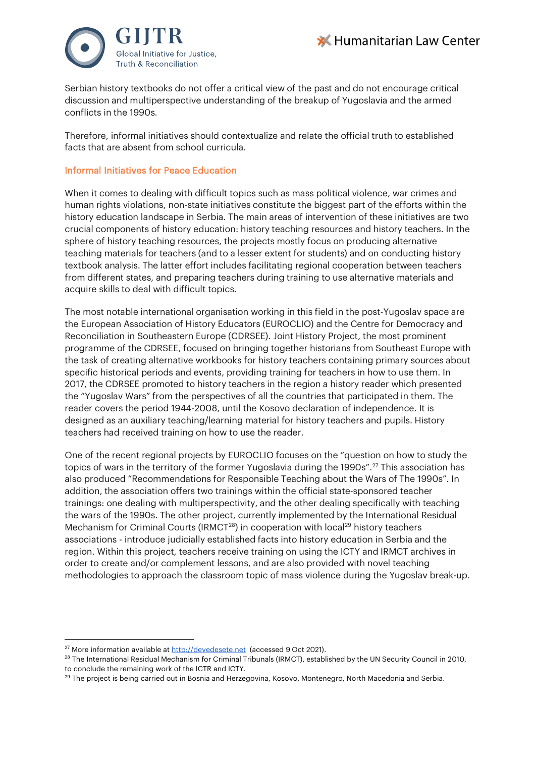Serbian history textbooks do not offer a critical view of the past and do not encourage critical discussion and multiperspective understanding of the breakup of Yugoslavia and the armed conflicts in the 1990s.

Therefore, informal initiatives should contextualize and relate the official truth to established facts that are absent from school curricula.

### Informal Initiatives for Peace Education

When it comes to dealing with difficult topics such as mass political violence, war crimes and human rights violations, non-state initiatives constitute the biggest part of the efforts within the history education landscape in Serbia. The main areas of intervention of these initiatives are two crucial components of history education: history teaching resources and history teachers. In the sphere of history teaching resources, the projects mostly focus on producing alternative teaching materials for teachers (and to a lesser extent for students) and on conducting history textbook analysis. The latter effort includes facilitating regional cooperation between teachers from different states, and preparing teachers during training to use alternative materials and acquire skills to deal with difficult topics.

The most notable international organisation working in this field in the post-Yugoslav space are the European Association of History Educators (EUROCLIO) and the Centre for Democracy and Reconciliation in Southeastern Europe (CDRSEE). Joint History Project, the most prominent programme of the CDRSEE, focused on bringing together historians from Southeast Europe with the task of creating alternative workbooks for history teachers containing primary sources about specific historical periods and events, providing training for teachers in how to use them. In 2017, the CDRSEE promoted to history teachers in the region a history reader which presented the "Yugoslav Wars" from the perspectives of all the countries that participated in them. The reader covers the period 1944-2008, until the Kosovo declaration of independence. It is designed as an auxiliary teaching/learning material for history teachers and pupils. History teachers had received training on how to use the reader.

One of the recent regional projects by EUROCLIO focuses on the "question on how to study the topics of wars in the territory of the former Yugoslavia during the 1990s".[27] This association has also produced "Recommendations for Responsible Teaching about the Wars of The 1990s". In addition, the association offers two trainings within the official state-sponsored teacher trainings: one dealing with multiperspectivity, and the other dealing specifically with teaching the wars of the 1990s. The other project, currently implemented by the International Residual Mechanism for Criminal Courts (IRMCT[28]) in cooperation with local[29] history teachers associations - introduce judicially established facts into history education in Serbia and the region. Within this project, teachers receive training on using the ICTY and IRMCT archives in order to create and/or complement lessons, and are also provided with novel teaching methodologies to approach the classroom topic of mass violence during the Yugoslav break-up.

---

[27] More information available at http://devedesete.net (accessed 9 Oct 2021).

[28] The International Residual Mechanism for Criminal Tribunals (IRMCT), established by the UN Security Council in 2010, to conclude the remaining work of the ICTR and ICTY.

[29] The project is being carried out in Bosnia and Herzegovina, Kosovo, Montenegro, North Macedonia and Serbia.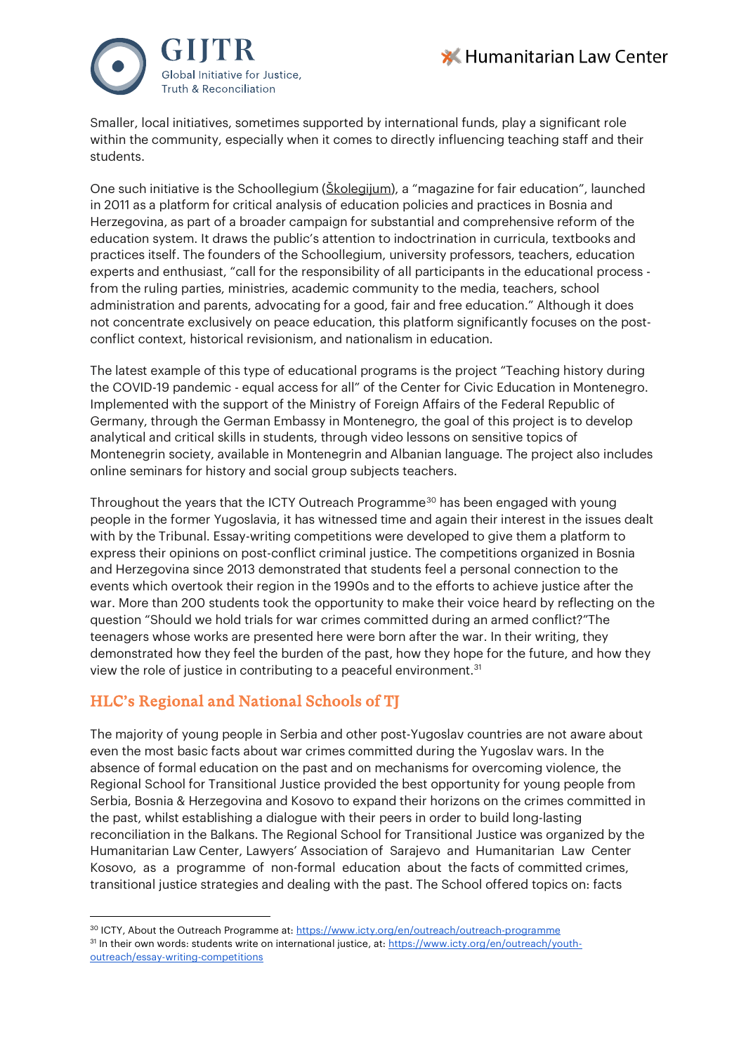Smaller, local initiatives, sometimes supported by international funds, play a significant role within the community, especially when it comes to directly influencing teaching staff and their students.

One such initiative is the Schoollegium (Školegijum), a "magazine for fair education", launched in 2011 as a platform for critical analysis of education policies and practices in Bosnia and Herzegovina, as part of a broader campaign for substantial and comprehensive reform of the education system. It draws the public's attention to indoctrination in curricula, textbooks and practices itself. The founders of the Schoollegium, university professors, teachers, education experts and enthusiast, "call for the responsibility of all participants in the educational process - from the ruling parties, ministries, academic community to the media, teachers, school administration and parents, advocating for a good, fair and free education." Although it does not concentrate exclusively on peace education, this platform significantly focuses on the post-conflict context, historical revisionism, and nationalism in education.

The latest example of this type of educational programs is the project "Teaching history during the COVID-19 pandemic - equal access for all" of the Center for Civic Education in Montenegro. Implemented with the support of the Ministry of Foreign Affairs of the Federal Republic of Germany, through the German Embassy in Montenegro, the goal of this project is to develop analytical and critical skills in students, through video lessons on sensitive topics of Montenegrin society, available in Montenegrin and Albanian language. The project also includes online seminars for history and social group subjects teachers.

Throughout the years that the ICTY Outreach Programme[30] has been engaged with young people in the former Yugoslavia, it has witnessed time and again their interest in the issues dealt with by the Tribunal. Essay-writing competitions were developed to give them a platform to express their opinions on post-conflict criminal justice. The competitions organized in Bosnia and Herzegovina since 2013 demonstrated that students feel a personal connection to the events which overtook their region in the 1990s and to the efforts to achieve justice after the war. More than 200 students took the opportunity to make their voice heard by reflecting on the question "Should we hold trials for war crimes committed during an armed conflict?"The teenagers whose works are presented here were born after the war. In their writing, they demonstrated how they feel the burden of the past, how they hope for the future, and how they view the role of justice in contributing to a peaceful environment.[31]

## HLC's Regional and National Schools of TJ

The majority of young people in Serbia and other post-Yugoslav countries are not aware about even the most basic facts about war crimes committed during the Yugoslav wars. In the absence of formal education on the past and on mechanisms for overcoming violence, the Regional School for Transitional Justice provided the best opportunity for young people from Serbia, Bosnia & Herzegovina and Kosovo to expand their horizons on the crimes committed in the past, whilst establishing a dialogue with their peers in order to build long-lasting reconciliation in the Balkans. The Regional School for Transitional Justice was organized by the Humanitarian Law Center, Lawyers' Association of Sarajevo and Humanitarian Law Center Kosovo, as a programme of non-formal education about the facts of committed crimes, transitional justice strategies and dealing with the past. The School offered topics on: facts

[30] ICTY, About the Outreach Programme at: https://www.icty.org/en/outreach/outreach-programme

[31] In their own words: students write on international justice, at: https://www.icty.org/en/outreach/youth-outreach/essay-writing-competitions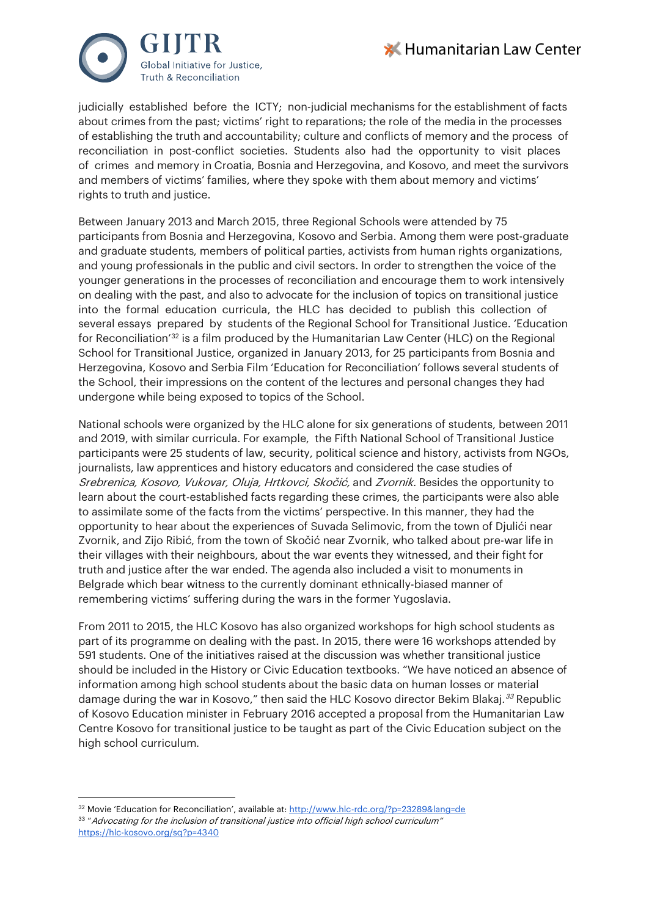judicially established before the ICTY; non-judicial mechanisms for the establishment of facts about crimes from the past; victims' right to reparations; the role of the media in the processes of establishing the truth and accountability; culture and conflicts of memory and the process of reconciliation in post-conflict societies. Students also had the opportunity to visit places of crimes and memory in Croatia, Bosnia and Herzegovina, and Kosovo, and meet the survivors and members of victims' families, where they spoke with them about memory and victims' rights to truth and justice.

Between January 2013 and March 2015, three Regional Schools were attended by 75 participants from Bosnia and Herzegovina, Kosovo and Serbia. Among them were post-graduate and graduate students, members of political parties, activists from human rights organizations, and young professionals in the public and civil sectors. In order to strengthen the voice of the younger generations in the processes of reconciliation and encourage them to work intensively on dealing with the past, and also to advocate for the inclusion of topics on transitional justice into the formal education curricula, the HLC has decided to publish this collection of several essays prepared by students of the Regional School for Transitional Justice. 'Education for Reconciliation'[32] is a film produced by the Humanitarian Law Center (HLC) on the Regional School for Transitional Justice, organized in January 2013, for 25 participants from Bosnia and Herzegovina, Kosovo and Serbia Film 'Education for Reconciliation' follows several students of the School, their impressions on the content of the lectures and personal changes they had undergone while being exposed to topics of the School.

National schools were organized by the HLC alone for six generations of students, between 2011 and 2019, with similar curricula. For example, the Fifth National School of Transitional Justice participants were 25 students of law, security, political science and history, activists from NGOs, journalists, law apprentices and history educators and considered the case studies of *Srebrenica, Kosovo, Vukovar, Oluja, Hrtkovci, Skočić,* and *Zvornik.* Besides the opportunity to learn about the court-established facts regarding these crimes, the participants were also able to assimilate some of the facts from the victims' perspective. In this manner, they had the opportunity to hear about the experiences of Suvada Selimovic, from the town of Djulići near Zvornik, and Zijo Ribić, from the town of Skočić near Zvornik, who talked about pre-war life in their villages with their neighbours, about the war events they witnessed, and their fight for truth and justice after the war ended. The agenda also included a visit to monuments in Belgrade which bear witness to the currently dominant ethnically-biased manner of remembering victims' suffering during the wars in the former Yugoslavia.

From 2011 to 2015, the HLC Kosovo has also organized workshops for high school students as part of its programme on dealing with the past. In 2015, there were 16 workshops attended by 591 students. One of the initiatives raised at the discussion was whether transitional justice should be included in the History or Civic Education textbooks. "We have noticed an absence of information among high school students about the basic data on human losses or material damage during the war in Kosovo," then said the HLC Kosovo director Bekim Blakaj.[33] Republic of Kosovo Education minister in February 2016 accepted a proposal from the Humanitarian Law Centre Kosovo for transitional justice to be taught as part of the Civic Education subject on the high school curriculum.

---

[32] Movie 'Education for Reconciliation', available at: http://www.hlc-rdc.org/?p=23289&lang=de

[33] "*Advocating for the inclusion of transitional justice into official high school curriculum*" https://hlc-kosovo.org/sq?p=4340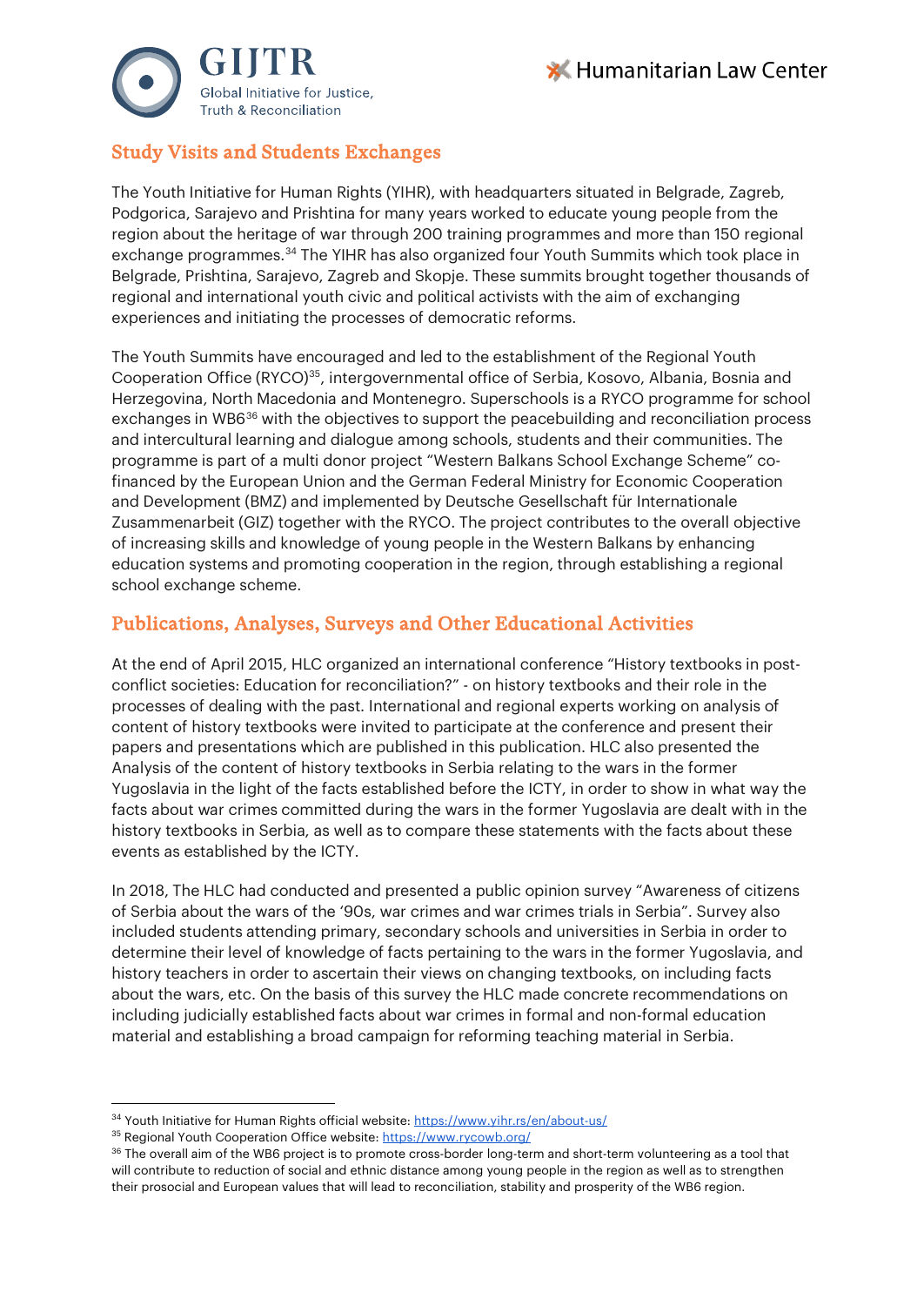## Study Visits and Students Exchanges

The Youth Initiative for Human Rights (YIHR), with headquarters situated in Belgrade, Zagreb, Podgorica, Sarajevo and Prishtina for many years worked to educate young people from the region about the heritage of war through 200 training programmes and more than 150 regional exchange programmes.[34] The YIHR has also organized four Youth Summits which took place in Belgrade, Prishtina, Sarajevo, Zagreb and Skopje. These summits brought together thousands of regional and international youth civic and political activists with the aim of exchanging experiences and initiating the processes of democratic reforms.

The Youth Summits have encouraged and led to the establishment of the Regional Youth Cooperation Office (RYCO)[35], intergovernmental office of Serbia, Kosovo, Albania, Bosnia and Herzegovina, North Macedonia and Montenegro. Superschools is a RYCO programme for school exchanges in WB6[36] with the objectives to support the peacebuilding and reconciliation process and intercultural learning and dialogue among schools, students and their communities. The programme is part of a multi donor project "Western Balkans School Exchange Scheme" co-financed by the European Union and the German Federal Ministry for Economic Cooperation and Development (BMZ) and implemented by Deutsche Gesellschaft für Internationale Zusammenarbeit (GIZ) together with the RYCO. The project contributes to the overall objective of increasing skills and knowledge of young people in the Western Balkans by enhancing education systems and promoting cooperation in the region, through establishing a regional school exchange scheme.

## Publications, Analyses, Surveys and Other Educational Activities

At the end of April 2015, HLC organized an international conference "History textbooks in post-conflict societies: Education for reconciliation?" - on history textbooks and their role in the processes of dealing with the past. International and regional experts working on analysis of content of history textbooks were invited to participate at the conference and present their papers and presentations which are published in this publication. HLC also presented the Analysis of the content of history textbooks in Serbia relating to the wars in the former Yugoslavia in the light of the facts established before the ICTY, in order to show in what way the facts about war crimes committed during the wars in the former Yugoslavia are dealt with in the history textbooks in Serbia, as well as to compare these statements with the facts about these events as established by the ICTY.

In 2018, The HLC had conducted and presented a public opinion survey "Awareness of citizens of Serbia about the wars of the '90s, war crimes and war crimes trials in Serbia". Survey also included students attending primary, secondary schools and universities in Serbia in order to determine their level of knowledge of facts pertaining to the wars in the former Yugoslavia, and history teachers in order to ascertain their views on changing textbooks, on including facts about the wars, etc. On the basis of this survey the HLC made concrete recommendations on including judicially established facts about war crimes in formal and non-formal education material and establishing a broad campaign for reforming teaching material in Serbia.

---

[34] Youth Initiative for Human Rights official website: https://www.yihr.rs/en/about-us/

[35] Regional Youth Cooperation Office website: https://www.rycowb.org/

[36] The overall aim of the WB6 project is to promote cross-border long-term and short-term volunteering as a tool that will contribute to reduction of social and ethnic distance among young people in the region as well as to strengthen their prosocial and European values that will lead to reconciliation, stability and prosperity of the WB6 region.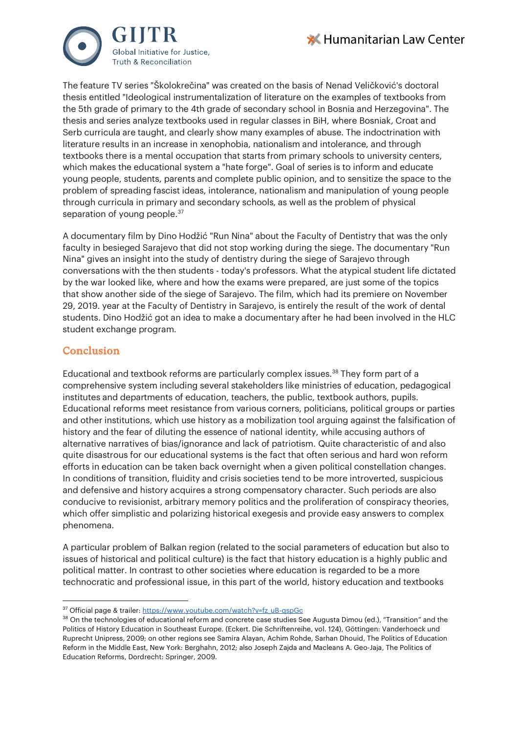The feature TV series "Školokrečina" was created on the basis of Nenad Veličković's doctoral thesis entitled "Ideological instrumentalization of literature on the examples of textbooks from the 5th grade of primary to the 4th grade of secondary school in Bosnia and Herzegovina". The thesis and series analyze textbooks used in regular classes in BiH, where Bosniak, Croat and Serb curricula are taught, and clearly show many examples of abuse. The indoctrination with literature results in an increase in xenophobia, nationalism and intolerance, and through textbooks there is a mental occupation that starts from primary schools to university centers, which makes the educational system a "hate forge". Goal of series is to inform and educate young people, students, parents and complete public opinion, and to sensitize the space to the problem of spreading fascist ideas, intolerance, nationalism and manipulation of young people through curricula in primary and secondary schools, as well as the problem of physical separation of young people.[37]

A documentary film by Dino Hodžić "Run Nina" about the Faculty of Dentistry that was the only faculty in besieged Sarajevo that did not stop working during the siege. The documentary "Run Nina" gives an insight into the study of dentistry during the siege of Sarajevo through conversations with the then students - today's professors. What the atypical student life dictated by the war looked like, where and how the exams were prepared, are just some of the topics that show another side of the siege of Sarajevo. The film, which had its premiere on November 29, 2019. year at the Faculty of Dentistry in Sarajevo, is entirely the result of the work of dental students. Dino Hodžić got an idea to make a documentary after he had been involved in the HLC student exchange program.

## Conclusion

Educational and textbook reforms are particularly complex issues.[38] They form part of a comprehensive system including several stakeholders like ministries of education, pedagogical institutes and departments of education, teachers, the public, textbook authors, pupils. Educational reforms meet resistance from various corners, politicians, political groups or parties and other institutions, which use history as a mobilization tool arguing against the falsification of history and the fear of diluting the essence of national identity, while accusing authors of alternative narratives of bias/ignorance and lack of patriotism. Quite characteristic of and also quite disastrous for our educational systems is the fact that often serious and hard won reform efforts in education can be taken back overnight when a given political constellation changes. In conditions of transition, fluidity and crisis societies tend to be more introverted, suspicious and defensive and history acquires a strong compensatory character. Such periods are also conducive to revisionist, arbitrary memory politics and the proliferation of conspiracy theories, which offer simplistic and polarizing historical exegesis and provide easy answers to complex phenomena.

A particular problem of Balkan region (related to the social parameters of education but also to issues of historical and political culture) is the fact that history education is a highly public and political matter. In contrast to other societies where education is regarded to be a more technocratic and professional issue, in this part of the world, history education and textbooks

---

[37] Official page & trailer: https://www.youtube.com/watch?v=fz_uB-qspGc

[38] On the technologies of educational reform and concrete case studies See Augusta Dimou (ed.), "Transition" and the Politics of History Education in Southeast Europe. (Eckert. Die Schriftenreihe, vol. 124), Göttingen: Vanderhoeck und Ruprecht Unipress, 2009; on other regions see Samira Alayan, Achim Rohde, Sarhan Dhouid, The Politics of Education Reform in the Middle East, New York: Berghahn, 2012; also Joseph Zajda and Macleans A. Geo-Jaja, The Politics of Education Reforms, Dordrecht: Springer, 2009.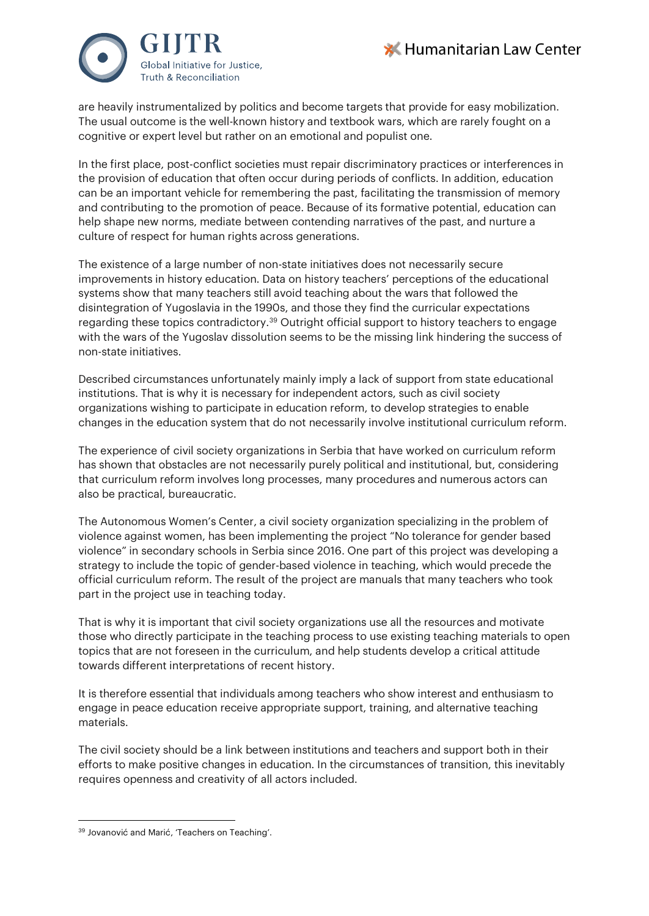are heavily instrumentalized by politics and become targets that provide for easy mobilization. The usual outcome is the well-known history and textbook wars, which are rarely fought on a cognitive or expert level but rather on an emotional and populist one.

In the first place, post-conflict societies must repair discriminatory practices or interferences in the provision of education that often occur during periods of conflicts. In addition, education can be an important vehicle for remembering the past, facilitating the transmission of memory and contributing to the promotion of peace. Because of its formative potential, education can help shape new norms, mediate between contending narratives of the past, and nurture a culture of respect for human rights across generations.

The existence of a large number of non-state initiatives does not necessarily secure improvements in history education. Data on history teachers' perceptions of the educational systems show that many teachers still avoid teaching about the wars that followed the disintegration of Yugoslavia in the 1990s, and those they find the curricular expectations regarding these topics contradictory.[39] Outright official support to history teachers to engage with the wars of the Yugoslav dissolution seems to be the missing link hindering the success of non-state initiatives.

Described circumstances unfortunately mainly imply a lack of support from state educational institutions. That is why it is necessary for independent actors, such as civil society organizations wishing to participate in education reform, to develop strategies to enable changes in the education system that do not necessarily involve institutional curriculum reform.

The experience of civil society organizations in Serbia that have worked on curriculum reform has shown that obstacles are not necessarily purely political and institutional, but, considering that curriculum reform involves long processes, many procedures and numerous actors can also be practical, bureaucratic.

The Autonomous Women's Center, a civil society organization specializing in the problem of violence against women, has been implementing the project "No tolerance for gender based violence" in secondary schools in Serbia since 2016. One part of this project was developing a strategy to include the topic of gender-based violence in teaching, which would precede the official curriculum reform. The result of the project are manuals that many teachers who took part in the project use in teaching today.

That is why it is important that civil society organizations use all the resources and motivate those who directly participate in the teaching process to use existing teaching materials to open topics that are not foreseen in the curriculum, and help students develop a critical attitude towards different interpretations of recent history.

It is therefore essential that individuals among teachers who show interest and enthusiasm to engage in peace education receive appropriate support, training, and alternative teaching materials.

The civil society should be a link between institutions and teachers and support both in their efforts to make positive changes in education. In the circumstances of transition, this inevitably requires openness and creativity of all actors included.

---

[39] Jovanović and Marić, 'Teachers on Teaching'.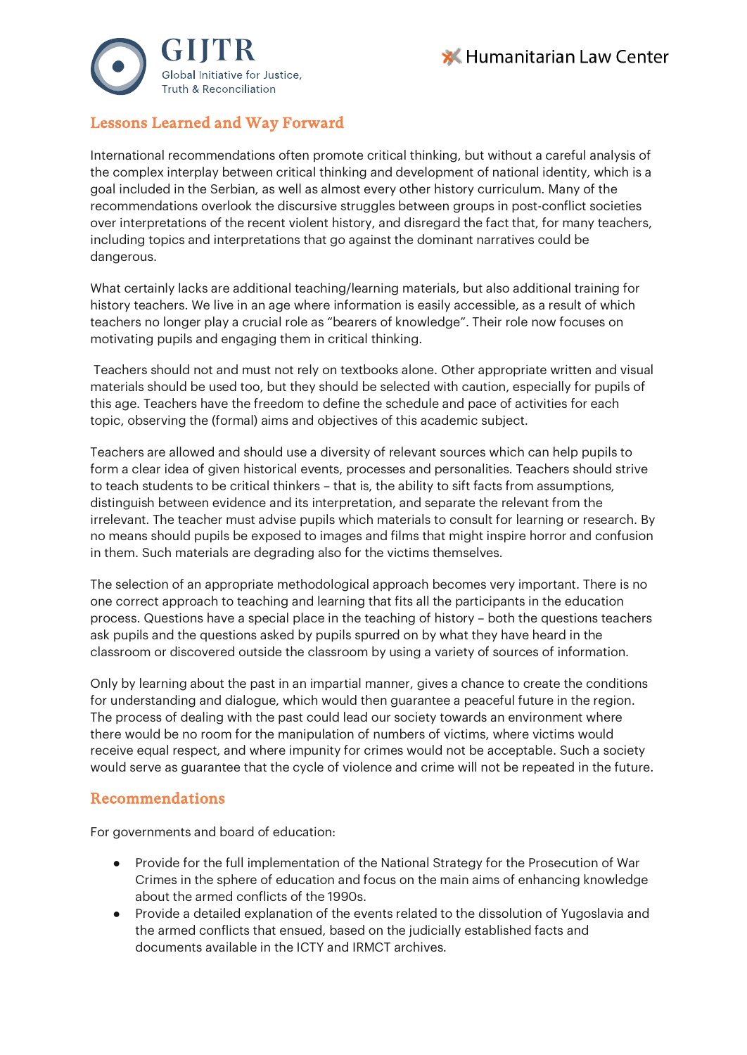## Lessons Learned and Way Forward

International recommendations often promote critical thinking, but without a careful analysis of the complex interplay between critical thinking and development of national identity, which is a goal included in the Serbian, as well as almost every other history curriculum. Many of the recommendations overlook the discursive struggles between groups in post-conflict societies over interpretations of the recent violent history, and disregard the fact that, for many teachers, including topics and interpretations that go against the dominant narratives could be dangerous.

What certainly lacks are additional teaching/learning materials, but also additional training for history teachers. We live in an age where information is easily accessible, as a result of which teachers no longer play a crucial role as "bearers of knowledge". Their role now focuses on motivating pupils and engaging them in critical thinking.

Teachers should not and must not rely on textbooks alone. Other appropriate written and visual materials should be used too, but they should be selected with caution, especially for pupils of this age. Teachers have the freedom to define the schedule and pace of activities for each topic, observing the (formal) aims and objectives of this academic subject.

Teachers are allowed and should use a diversity of relevant sources which can help pupils to form a clear idea of given historical events, processes and personalities. Teachers should strive to teach students to be critical thinkers – that is, the ability to sift facts from assumptions, distinguish between evidence and its interpretation, and separate the relevant from the irrelevant. The teacher must advise pupils which materials to consult for learning or research. By no means should pupils be exposed to images and films that might inspire horror and confusion in them. Such materials are degrading also for the victims themselves.

The selection of an appropriate methodological approach becomes very important. There is no one correct approach to teaching and learning that fits all the participants in the education process. Questions have a special place in the teaching of history – both the questions teachers ask pupils and the questions asked by pupils spurred on by what they have heard in the classroom or discovered outside the classroom by using a variety of sources of information.

Only by learning about the past in an impartial manner, gives a chance to create the conditions for understanding and dialogue, which would then guarantee a peaceful future in the region. The process of dealing with the past could lead our society towards an environment where there would be no room for the manipulation of numbers of victims, where victims would receive equal respect, and where impunity for crimes would not be acceptable. Such a society would serve as guarantee that the cycle of violence and crime will not be repeated in the future.

## Recommendations

For governments and board of education:

- Provide for the full implementation of the National Strategy for the Prosecution of War Crimes in the sphere of education and focus on the main aims of enhancing knowledge about the armed conflicts of the 1990s.
- Provide a detailed explanation of the events related to the dissolution of Yugoslavia and the armed conflicts that ensued, based on the judicially established facts and documents available in the ICTY and IRMCT archives.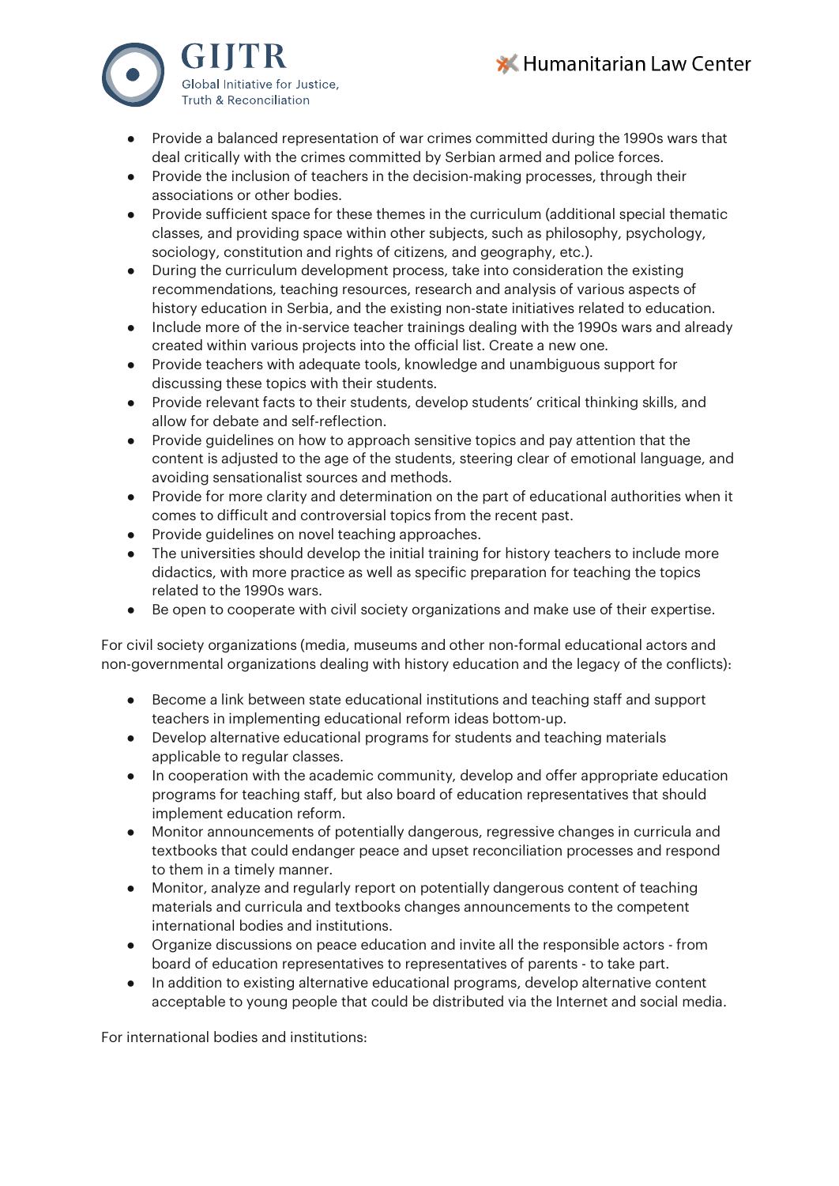- Provide a balanced representation of war crimes committed during the 1990s wars that deal critically with the crimes committed by Serbian armed and police forces.
- Provide the inclusion of teachers in the decision-making processes, through their associations or other bodies.
- Provide sufficient space for these themes in the curriculum (additional special thematic classes, and providing space within other subjects, such as philosophy, psychology, sociology, constitution and rights of citizens, and geography, etc.).
- During the curriculum development process, take into consideration the existing recommendations, teaching resources, research and analysis of various aspects of history education in Serbia, and the existing non-state initiatives related to education.
- Include more of the in-service teacher trainings dealing with the 1990s wars and already created within various projects into the official list. Create a new one.
- Provide teachers with adequate tools, knowledge and unambiguous support for discussing these topics with their students.
- Provide relevant facts to their students, develop students' critical thinking skills, and allow for debate and self-reflection.
- Provide guidelines on how to approach sensitive topics and pay attention that the content is adjusted to the age of the students, steering clear of emotional language, and avoiding sensationalist sources and methods.
- Provide for more clarity and determination on the part of educational authorities when it comes to difficult and controversial topics from the recent past.
- Provide guidelines on novel teaching approaches.
- The universities should develop the initial training for history teachers to include more didactics, with more practice as well as specific preparation for teaching the topics related to the 1990s wars.
- Be open to cooperate with civil society organizations and make use of their expertise.

For civil society organizations (media, museums and other non-formal educational actors and non-governmental organizations dealing with history education and the legacy of the conflicts):

- Become a link between state educational institutions and teaching staff and support teachers in implementing educational reform ideas bottom-up.
- Develop alternative educational programs for students and teaching materials applicable to regular classes.
- In cooperation with the academic community, develop and offer appropriate education programs for teaching staff, but also board of education representatives that should implement education reform.
- Monitor announcements of potentially dangerous, regressive changes in curricula and textbooks that could endanger peace and upset reconciliation processes and respond to them in a timely manner.
- Monitor, analyze and regularly report on potentially dangerous content of teaching materials and curricula and textbooks changes announcements to the competent international bodies and institutions.
- Organize discussions on peace education and invite all the responsible actors - from board of education representatives to representatives of parents - to take part.
- In addition to existing alternative educational programs, develop alternative content acceptable to young people that could be distributed via the Internet and social media.

For international bodies and institutions: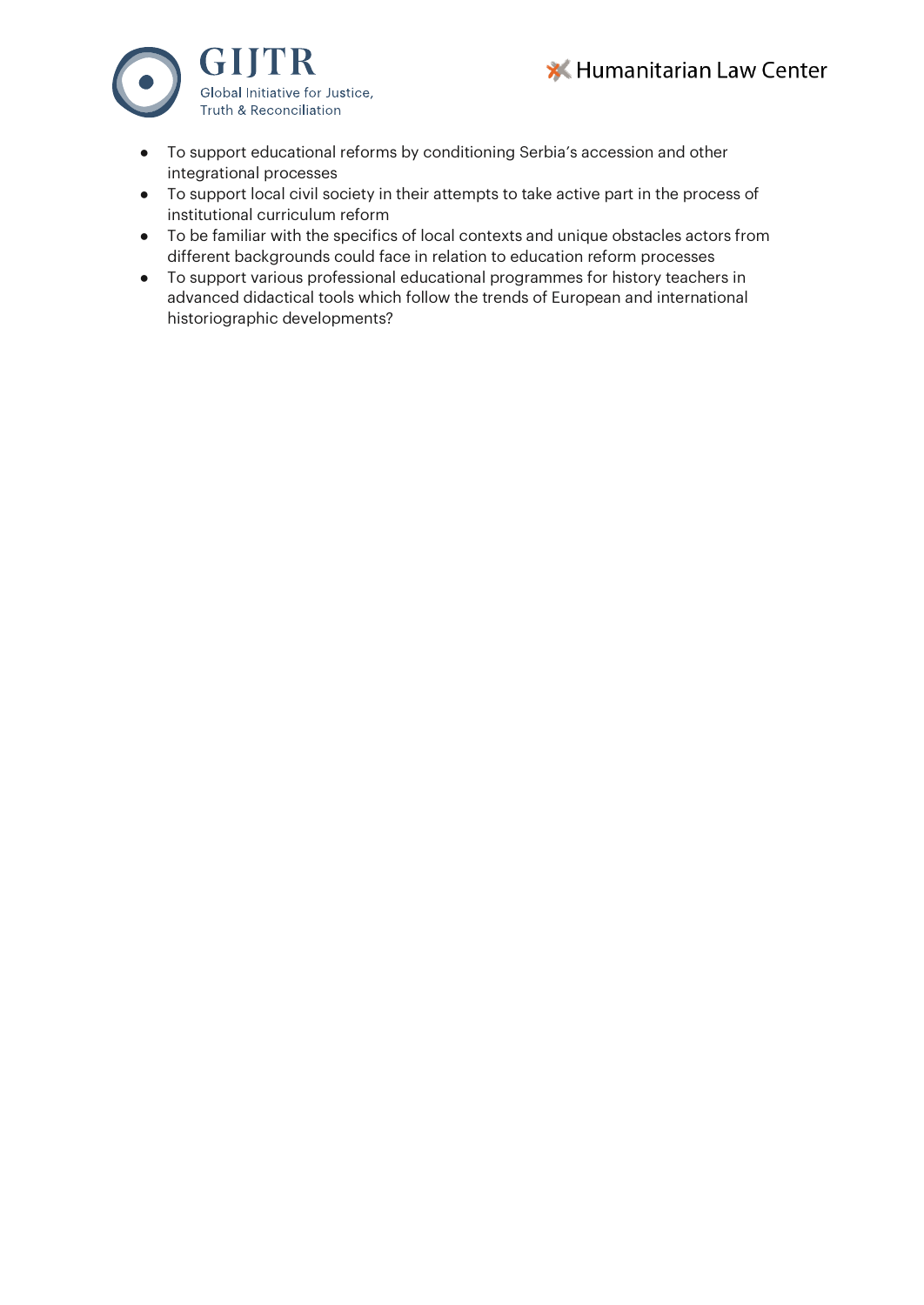- To support educational reforms by conditioning Serbia's accession and other integrational processes
- To support local civil society in their attempts to take active part in the process of institutional curriculum reform
- To be familiar with the specifics of local contexts and unique obstacles actors from different backgrounds could face in relation to education reform processes
- To support various professional educational programmes for history teachers in advanced didactical tools which follow the trends of European and international historiographic developments?